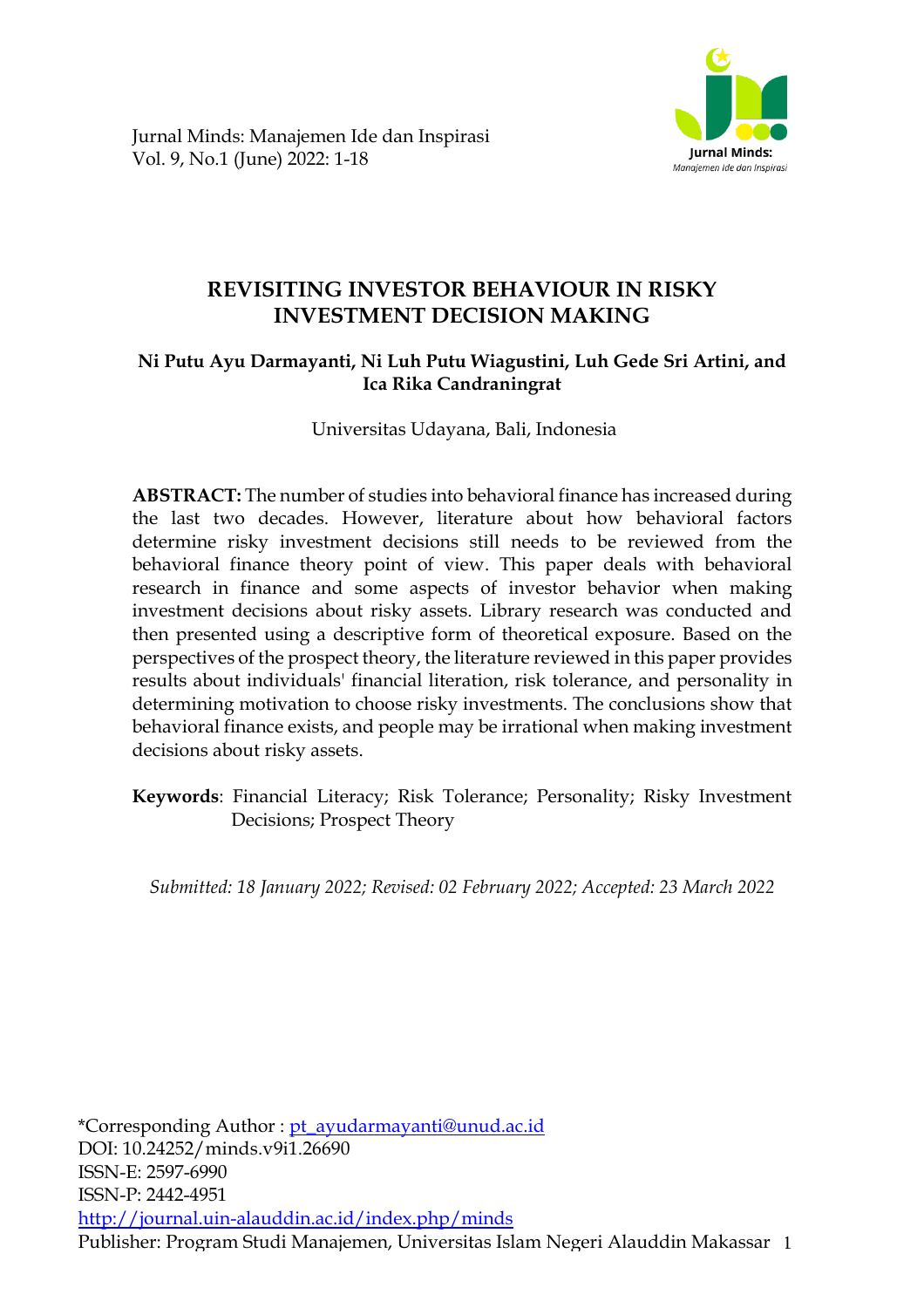# REVISITING INVESTOR BEHAVIOUR IN RISKY INVESTMENT DECISION MAKING

**Ni Putu Ayu Darmayanti, Ni Luh Putu Wiagustini, Luh Gede Sri Artini, and Ica Rika Candraningrat**

Universitas Udayana, Bali, Indonesia

**ABSTRACT:** The number of studies into behavioral finance has increased during the last two decades. However, literature about how behavioral factors determine risky investment decisions still needs to be reviewed from the behavioral finance theory point of view. This paper deals with behavioral research in finance and some aspects of investor behavior when making investment decisions about risky assets. Library research was conducted and then presented using a descriptive form of theoretical exposure. Based on the perspectives of the prospect theory, the literature reviewed in this paper provides results about individuals' financial literation, risk tolerance, and personality in determining motivation to choose risky investments. The conclusions show that behavioral finance exists, and people may be irrational when making investment decisions about risky assets.

**Keywords**: Financial Literacy; Risk Tolerance; Personality; Risky Investment Decisions; Prospect Theory

*Submitted: 18 January 2022; Revised: 02 February 2022; Accepted: 23 March 2022*

*Corresponding Author : pt_ayudarmayanti@unud.ac.id
DOI: 10.24252/minds.v9i1.26690
ISSN-E: 2597-6990
ISSN-P: 2442-4951
http://journal.uin-alauddin.ac.id/index.php/minds
Publisher: Program Studi Manajemen, Universitas Islam Negeri Alauddin Makassar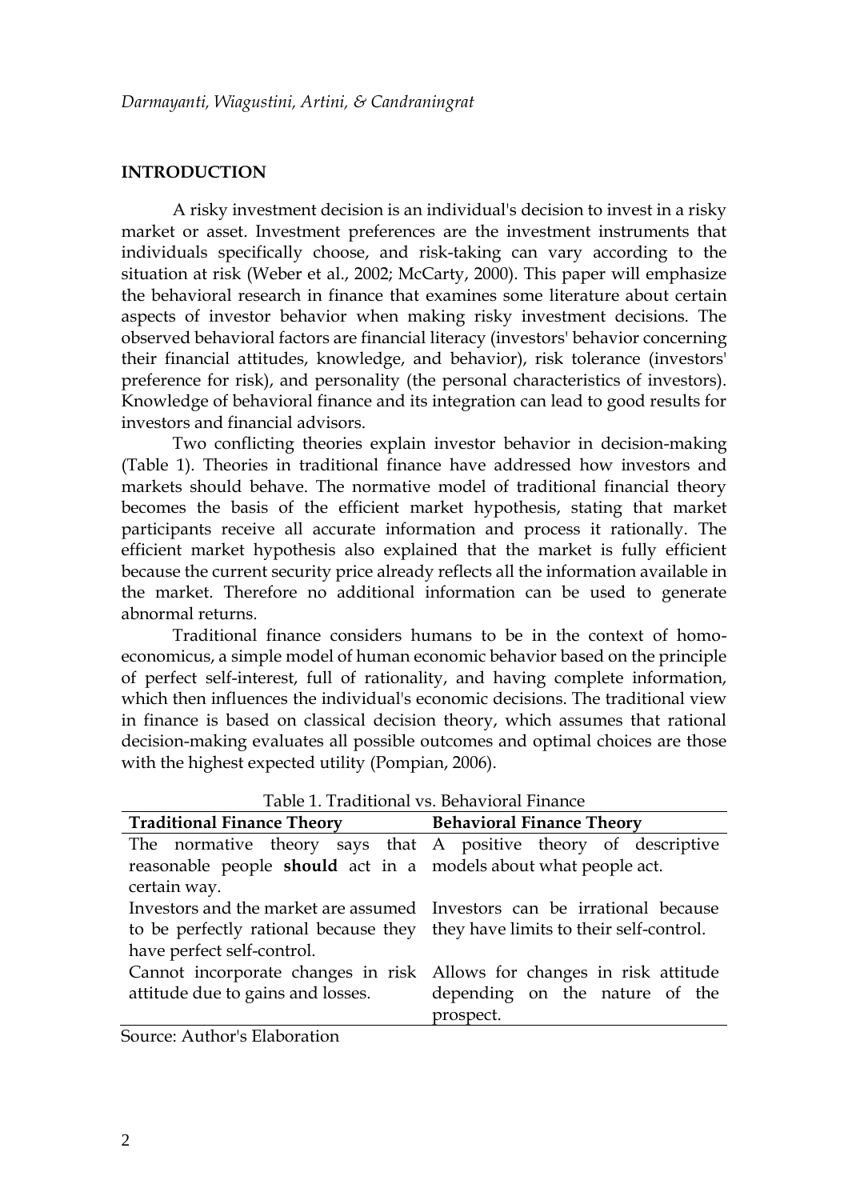## INTRODUCTION

A risky investment decision is an individual's decision to invest in a risky market or asset. Investment preferences are the investment instruments that individuals specifically choose, and risk-taking can vary according to the situation at risk (Weber et al., 2002; McCarty, 2000). This paper will emphasize the behavioral research in finance that examines some literature about certain aspects of investor behavior when making risky investment decisions. The observed behavioral factors are financial literacy (investors' behavior concerning their financial attitudes, knowledge, and behavior), risk tolerance (investors' preference for risk), and personality (the personal characteristics of investors). Knowledge of behavioral finance and its integration can lead to good results for investors and financial advisors.

Two conflicting theories explain investor behavior in decision-making (Table 1). Theories in traditional finance have addressed how investors and markets should behave. The normative model of traditional financial theory becomes the basis of the efficient market hypothesis, stating that market participants receive all accurate information and process it rationally. The efficient market hypothesis also explained that the market is fully efficient because the current security price already reflects all the information available in the market. Therefore no additional information can be used to generate abnormal returns.

Traditional finance considers humans to be in the context of homo-economicus, a simple model of human economic behavior based on the principle of perfect self-interest, full of rationality, and having complete information, which then influences the individual's economic decisions. The traditional view in finance is based on classical decision theory, which assumes that rational decision-making evaluates all possible outcomes and optimal choices are those with the highest expected utility (Pompian, 2006).

Table 1. Traditional vs. Behavioral Finance

| Traditional Finance Theory | Behavioral Finance Theory |
| --- | --- |
| The normative theory says that reasonable people **should** act in a certain way. | A positive theory of descriptive models about what people act. |
| Investors and the market are assumed to be perfectly rational because they have perfect self-control. | Investors can be irrational because they have limits to their self-control. |
| Cannot incorporate changes in risk attitude due to gains and losses. | Allows for changes in risk attitude depending on the nature of the prospect. |

Source: Author's Elaboration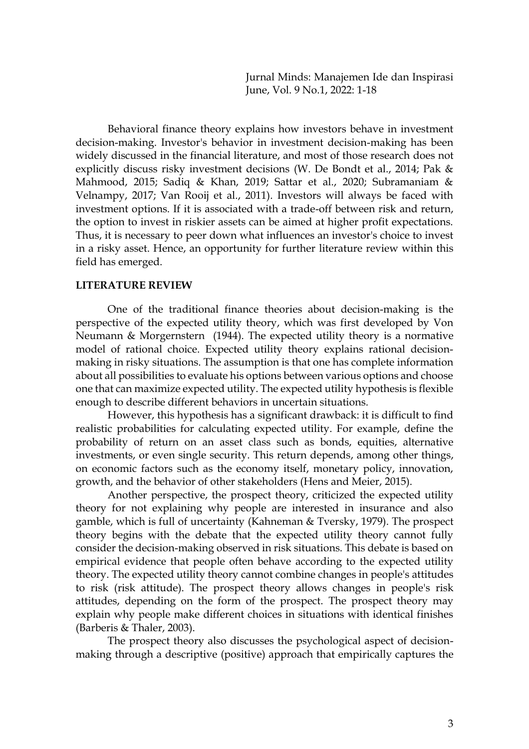Behavioral finance theory explains how investors behave in investment decision-making. Investor's behavior in investment decision-making has been widely discussed in the financial literature, and most of those research does not explicitly discuss risky investment decisions (W. De Bondt et al., 2014; Pak & Mahmood, 2015; Sadiq & Khan, 2019; Sattar et al., 2020; Subramaniam & Velnampy, 2017; Van Rooij et al., 2011). Investors will always be faced with investment options. If it is associated with a trade-off between risk and return, the option to invest in riskier assets can be aimed at higher profit expectations. Thus, it is necessary to peer down what influences an investor's choice to invest in a risky asset. Hence, an opportunity for further literature review within this field has emerged.

## LITERATURE REVIEW

One of the traditional finance theories about decision-making is the perspective of the expected utility theory, which was first developed by Von Neumann & Morgernstern (1944). The expected utility theory is a normative model of rational choice. Expected utility theory explains rational decision-making in risky situations. The assumption is that one has complete information about all possibilities to evaluate his options between various options and choose one that can maximize expected utility. The expected utility hypothesis is flexible enough to describe different behaviors in uncertain situations.

However, this hypothesis has a significant drawback: it is difficult to find realistic probabilities for calculating expected utility. For example, define the probability of return on an asset class such as bonds, equities, alternative investments, or even single security. This return depends, among other things, on economic factors such as the economy itself, monetary policy, innovation, growth, and the behavior of other stakeholders (Hens and Meier, 2015).

Another perspective, the prospect theory, criticized the expected utility theory for not explaining why people are interested in insurance and also gamble, which is full of uncertainty (Kahneman & Tversky, 1979). The prospect theory begins with the debate that the expected utility theory cannot fully consider the decision-making observed in risk situations. This debate is based on empirical evidence that people often behave according to the expected utility theory. The expected utility theory cannot combine changes in people's attitudes to risk (risk attitude). The prospect theory allows changes in people's risk attitudes, depending on the form of the prospect. The prospect theory may explain why people make different choices in situations with identical finishes (Barberis & Thaler, 2003).

The prospect theory also discusses the psychological aspect of decision-making through a descriptive (positive) approach that empirically captures the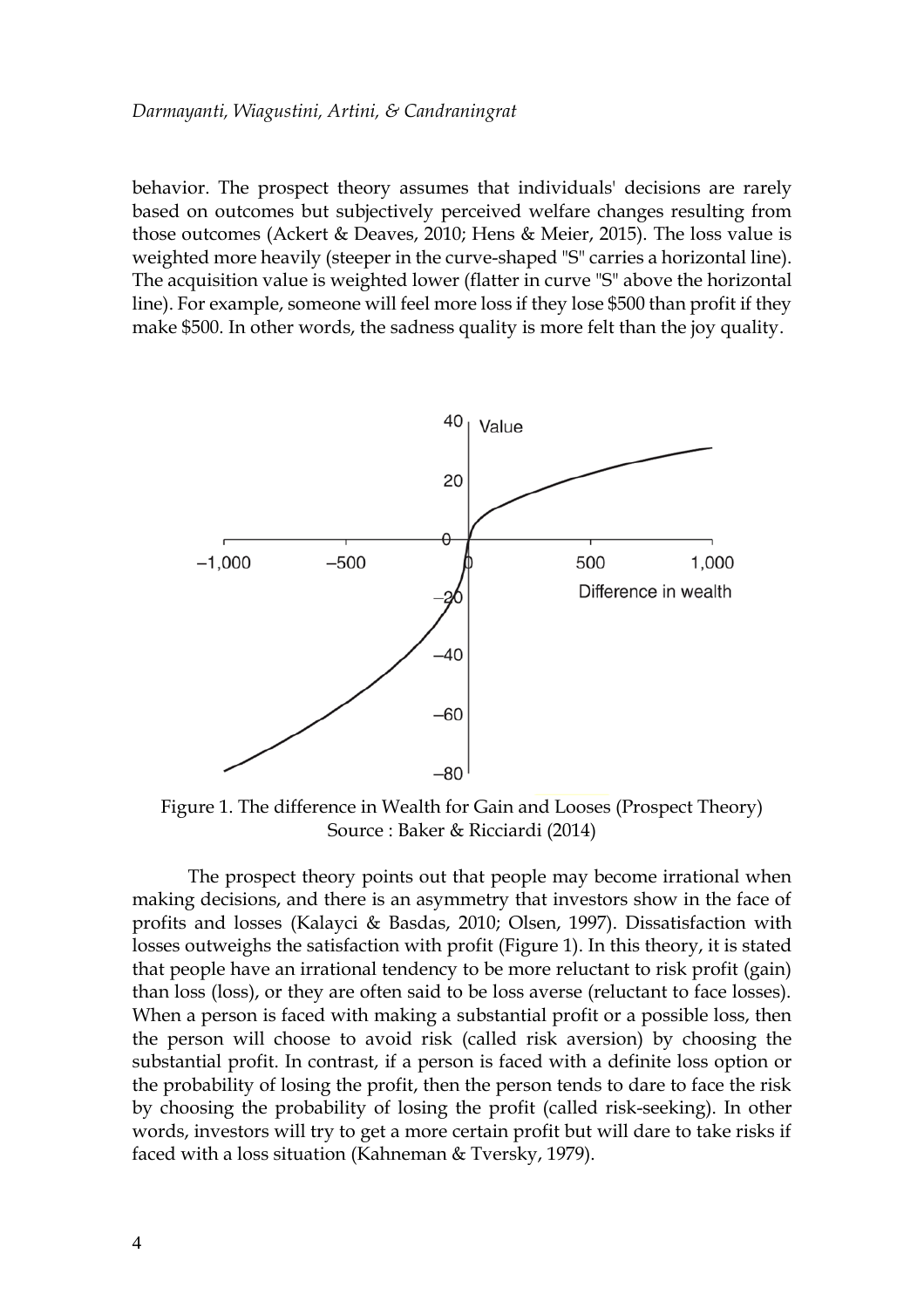behavior. The prospect theory assumes that individuals' decisions are rarely based on outcomes but subjectively perceived welfare changes resulting from those outcomes (Ackert & Deaves, 2010; Hens & Meier, 2015). The loss value is weighted more heavily (steeper in the curve-shaped "S" carries a horizontal line). The acquisition value is weighted lower (flatter in curve "S" above the horizontal line). For example, someone will feel more loss if they lose $500 than profit if they make $500. In other words, the sadness quality is more felt than the joy quality.

Figure 1. The difference in Wealth for Gain and Looses (Prospect Theory)
Source : Baker & Ricciardi (2014)

The prospect theory points out that people may become irrational when making decisions, and there is an asymmetry that investors show in the face of profits and losses (Kalayci & Basdas, 2010; Olsen, 1997). Dissatisfaction with losses outweighs the satisfaction with profit (Figure 1). In this theory, it is stated that people have an irrational tendency to be more reluctant to risk profit (gain) than loss (loss), or they are often said to be loss averse (reluctant to face losses). When a person is faced with making a substantial profit or a possible loss, then the person will choose to avoid risk (called risk aversion) by choosing the substantial profit. In contrast, if a person is faced with a definite loss option or the probability of losing the profit, then the person tends to dare to face the risk by choosing the probability of losing the profit (called risk-seeking). In other words, investors will try to get a more certain profit but will dare to take risks if faced with a loss situation (Kahneman & Tversky, 1979).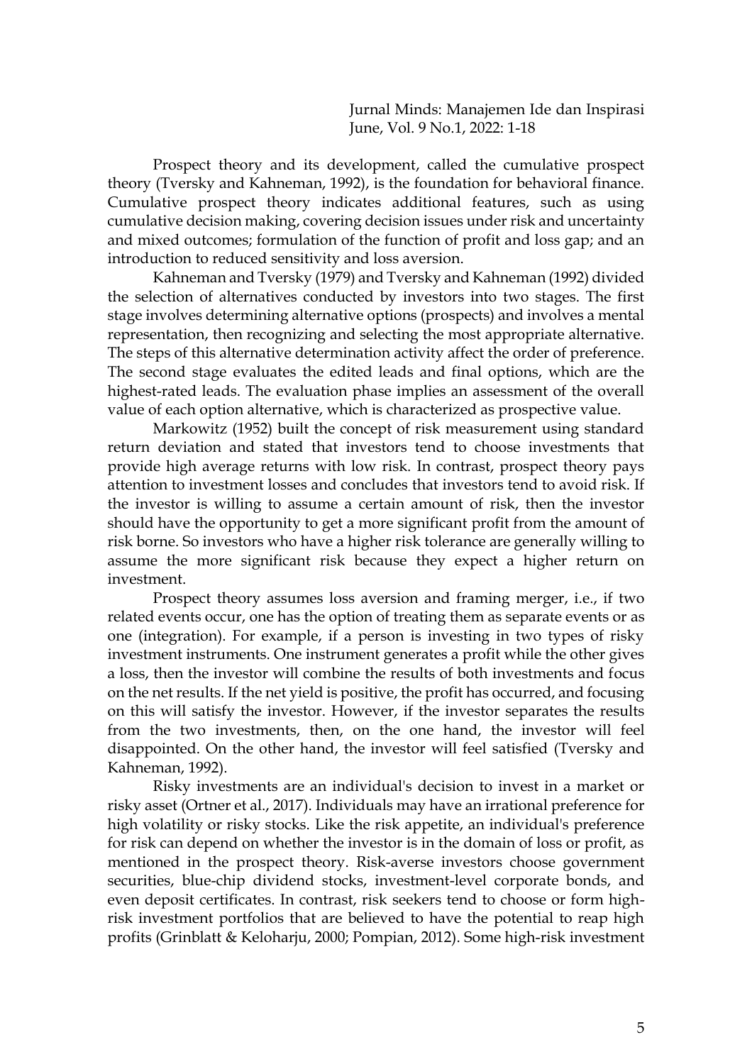Prospect theory and its development, called the cumulative prospect theory (Tversky and Kahneman, 1992), is the foundation for behavioral finance. Cumulative prospect theory indicates additional features, such as using cumulative decision making, covering decision issues under risk and uncertainty and mixed outcomes; formulation of the function of profit and loss gap; and an introduction to reduced sensitivity and loss aversion.

Kahneman and Tversky (1979) and Tversky and Kahneman (1992) divided the selection of alternatives conducted by investors into two stages. The first stage involves determining alternative options (prospects) and involves a mental representation, then recognizing and selecting the most appropriate alternative. The steps of this alternative determination activity affect the order of preference. The second stage evaluates the edited leads and final options, which are the highest-rated leads. The evaluation phase implies an assessment of the overall value of each option alternative, which is characterized as prospective value.

Markowitz (1952) built the concept of risk measurement using standard return deviation and stated that investors tend to choose investments that provide high average returns with low risk. In contrast, prospect theory pays attention to investment losses and concludes that investors tend to avoid risk. If the investor is willing to assume a certain amount of risk, then the investor should have the opportunity to get a more significant profit from the amount of risk borne. So investors who have a higher risk tolerance are generally willing to assume the more significant risk because they expect a higher return on investment.

Prospect theory assumes loss aversion and framing merger, i.e., if two related events occur, one has the option of treating them as separate events or as one (integration). For example, if a person is investing in two types of risky investment instruments. One instrument generates a profit while the other gives a loss, then the investor will combine the results of both investments and focus on the net results. If the net yield is positive, the profit has occurred, and focusing on this will satisfy the investor. However, if the investor separates the results from the two investments, then, on the one hand, the investor will feel disappointed. On the other hand, the investor will feel satisfied (Tversky and Kahneman, 1992).

Risky investments are an individual's decision to invest in a market or risky asset (Ortner et al., 2017). Individuals may have an irrational preference for high volatility or risky stocks. Like the risk appetite, an individual's preference for risk can depend on whether the investor is in the domain of loss or profit, as mentioned in the prospect theory. Risk-averse investors choose government securities, blue-chip dividend stocks, investment-level corporate bonds, and even deposit certificates. In contrast, risk seekers tend to choose or form high-risk investment portfolios that are believed to have the potential to reap high profits (Grinblatt & Keloharju, 2000; Pompian, 2012). Some high-risk investment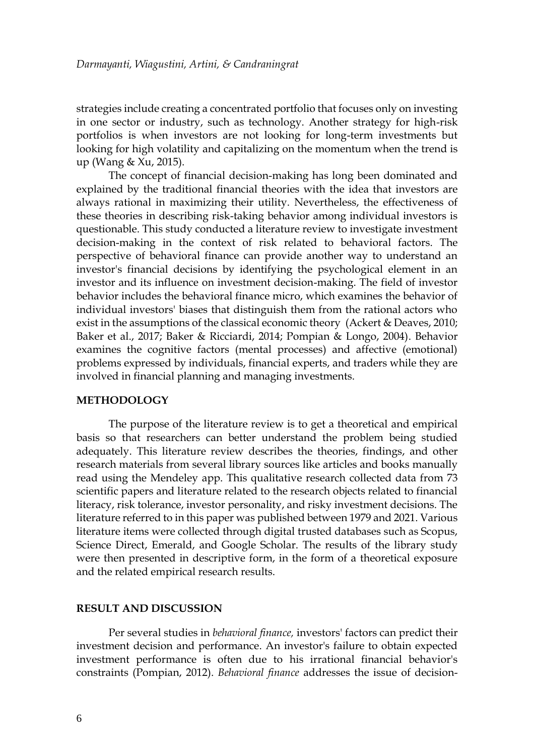strategies include creating a concentrated portfolio that focuses only on investing in one sector or industry, such as technology. Another strategy for high-risk portfolios is when investors are not looking for long-term investments but looking for high volatility and capitalizing on the momentum when the trend is up (Wang & Xu, 2015).

The concept of financial decision-making has long been dominated and explained by the traditional financial theories with the idea that investors are always rational in maximizing their utility. Nevertheless, the effectiveness of these theories in describing risk-taking behavior among individual investors is questionable. This study conducted a literature review to investigate investment decision-making in the context of risk related to behavioral factors. The perspective of behavioral finance can provide another way to understand an investor's financial decisions by identifying the psychological element in an investor and its influence on investment decision-making. The field of investor behavior includes the behavioral finance micro, which examines the behavior of individual investors' biases that distinguish them from the rational actors who exist in the assumptions of the classical economic theory (Ackert & Deaves, 2010; Baker et al., 2017; Baker & Ricciardi, 2014; Pompian & Longo, 2004). Behavior examines the cognitive factors (mental processes) and affective (emotional) problems expressed by individuals, financial experts, and traders while they are involved in financial planning and managing investments.

## METHODOLOGY

The purpose of the literature review is to get a theoretical and empirical basis so that researchers can better understand the problem being studied adequately. This literature review describes the theories, findings, and other research materials from several library sources like articles and books manually read using the Mendeley app. This qualitative research collected data from 73 scientific papers and literature related to the research objects related to financial literacy, risk tolerance, investor personality, and risky investment decisions. The literature referred to in this paper was published between 1979 and 2021. Various literature items were collected through digital trusted databases such as Scopus, Science Direct, Emerald, and Google Scholar. The results of the library study were then presented in descriptive form, in the form of a theoretical exposure and the related empirical research results.

## RESULT AND DISCUSSION

Per several studies in *behavioral finance,* investors' factors can predict their investment decision and performance. An investor's failure to obtain expected investment performance is often due to his irrational financial behavior's constraints (Pompian, 2012). *Behavioral finance* addresses the issue of decision-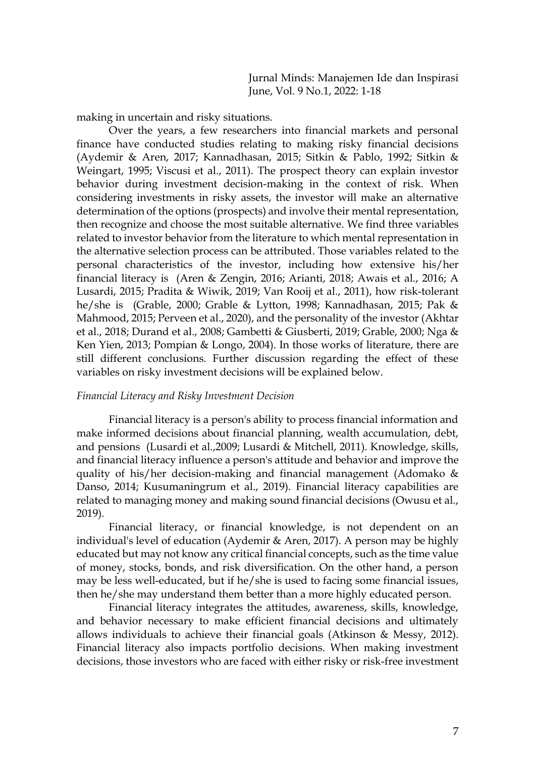making in uncertain and risky situations.

Over the years, a few researchers into financial markets and personal finance have conducted studies relating to making risky financial decisions (Aydemir & Aren, 2017; Kannadhasan, 2015; Sitkin & Pablo, 1992; Sitkin & Weingart, 1995; Viscusi et al., 2011). The prospect theory can explain investor behavior during investment decision-making in the context of risk. When considering investments in risky assets, the investor will make an alternative determination of the options (prospects) and involve their mental representation, then recognize and choose the most suitable alternative. We find three variables related to investor behavior from the literature to which mental representation in the alternative selection process can be attributed. Those variables related to the personal characteristics of the investor, including how extensive his/her financial literacy is (Aren & Zengin, 2016; Arianti, 2018; Awais et al., 2016; A Lusardi, 2015; Pradita & Wiwik, 2019; Van Rooij et al., 2011), how risk-tolerant he/she is (Grable, 2000; Grable & Lytton, 1998; Kannadhasan, 2015; Pak & Mahmood, 2015; Perveen et al., 2020), and the personality of the investor (Akhtar et al., 2018; Durand et al., 2008; Gambetti & Giusberti, 2019; Grable, 2000; Nga & Ken Yien, 2013; Pompian & Longo, 2004). In those works of literature, there are still different conclusions. Further discussion regarding the effect of these variables on risky investment decisions will be explained below.

*Financial Literacy and Risky Investment Decision*

Financial literacy is a person's ability to process financial information and make informed decisions about financial planning, wealth accumulation, debt, and pensions (Lusardi et al.,2009; Lusardi & Mitchell, 2011). Knowledge, skills, and financial literacy influence a person's attitude and behavior and improve the quality of his/her decision-making and financial management (Adomako & Danso, 2014; Kusumaningrum et al., 2019). Financial literacy capabilities are related to managing money and making sound financial decisions (Owusu et al., 2019).

Financial literacy, or financial knowledge, is not dependent on an individual's level of education (Aydemir & Aren, 2017). A person may be highly educated but may not know any critical financial concepts, such as the time value of money, stocks, bonds, and risk diversification. On the other hand, a person may be less well-educated, but if he/she is used to facing some financial issues, then he/she may understand them better than a more highly educated person.

Financial literacy integrates the attitudes, awareness, skills, knowledge, and behavior necessary to make efficient financial decisions and ultimately allows individuals to achieve their financial goals (Atkinson & Messy, 2012). Financial literacy also impacts portfolio decisions. When making investment decisions, those investors who are faced with either risky or risk-free investment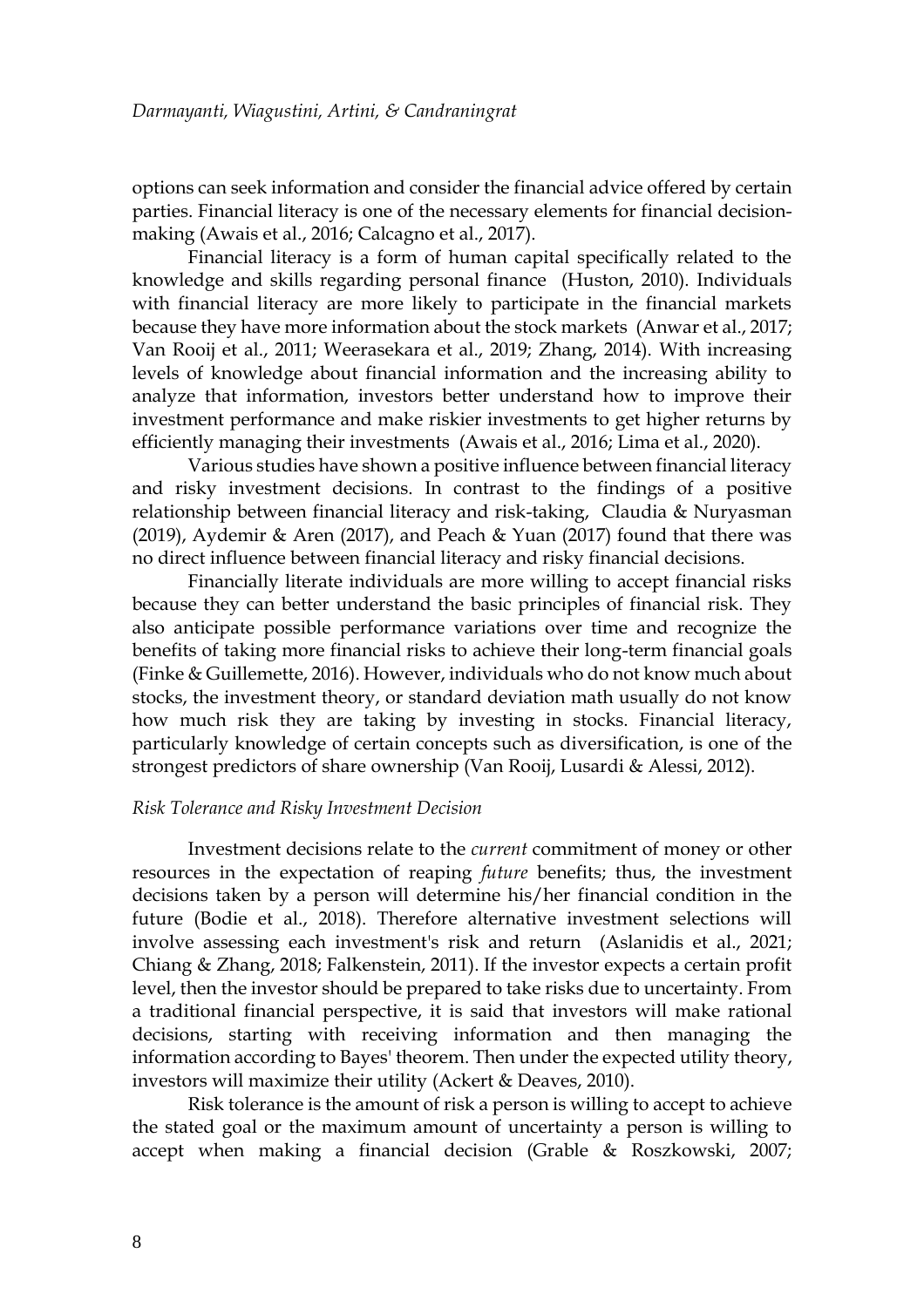options can seek information and consider the financial advice offered by certain parties. Financial literacy is one of the necessary elements for financial decision-making (Awais et al., 2016; Calcagno et al., 2017).

Financial literacy is a form of human capital specifically related to the knowledge and skills regarding personal finance (Huston, 2010). Individuals with financial literacy are more likely to participate in the financial markets because they have more information about the stock markets (Anwar et al., 2017; Van Rooij et al., 2011; Weerasekara et al., 2019; Zhang, 2014). With increasing levels of knowledge about financial information and the increasing ability to analyze that information, investors better understand how to improve their investment performance and make riskier investments to get higher returns by efficiently managing their investments (Awais et al., 2016; Lima et al., 2020).

Various studies have shown a positive influence between financial literacy and risky investment decisions. In contrast to the findings of a positive relationship between financial literacy and risk-taking, Claudia & Nuryasman (2019), Aydemir & Aren (2017), and Peach & Yuan (2017) found that there was no direct influence between financial literacy and risky financial decisions.

Financially literate individuals are more willing to accept financial risks because they can better understand the basic principles of financial risk. They also anticipate possible performance variations over time and recognize the benefits of taking more financial risks to achieve their long-term financial goals (Finke & Guillemette, 2016). However, individuals who do not know much about stocks, the investment theory, or standard deviation math usually do not know how much risk they are taking by investing in stocks. Financial literacy, particularly knowledge of certain concepts such as diversification, is one of the strongest predictors of share ownership (Van Rooij, Lusardi & Alessi, 2012).

### *Risk Tolerance and Risky Investment Decision*

Investment decisions relate to the *current* commitment of money or other resources in the expectation of reaping *future* benefits; thus, the investment decisions taken by a person will determine his/her financial condition in the future (Bodie et al., 2018). Therefore alternative investment selections will involve assessing each investment's risk and return (Aslanidis et al., 2021; Chiang & Zhang, 2018; Falkenstein, 2011). If the investor expects a certain profit level, then the investor should be prepared to take risks due to uncertainty. From a traditional financial perspective, it is said that investors will make rational decisions, starting with receiving information and then managing the information according to Bayes' theorem. Then under the expected utility theory, investors will maximize their utility (Ackert & Deaves, 2010).

Risk tolerance is the amount of risk a person is willing to accept to achieve the stated goal or the maximum amount of uncertainty a person is willing to accept when making a financial decision (Grable & Roszkowski, 2007;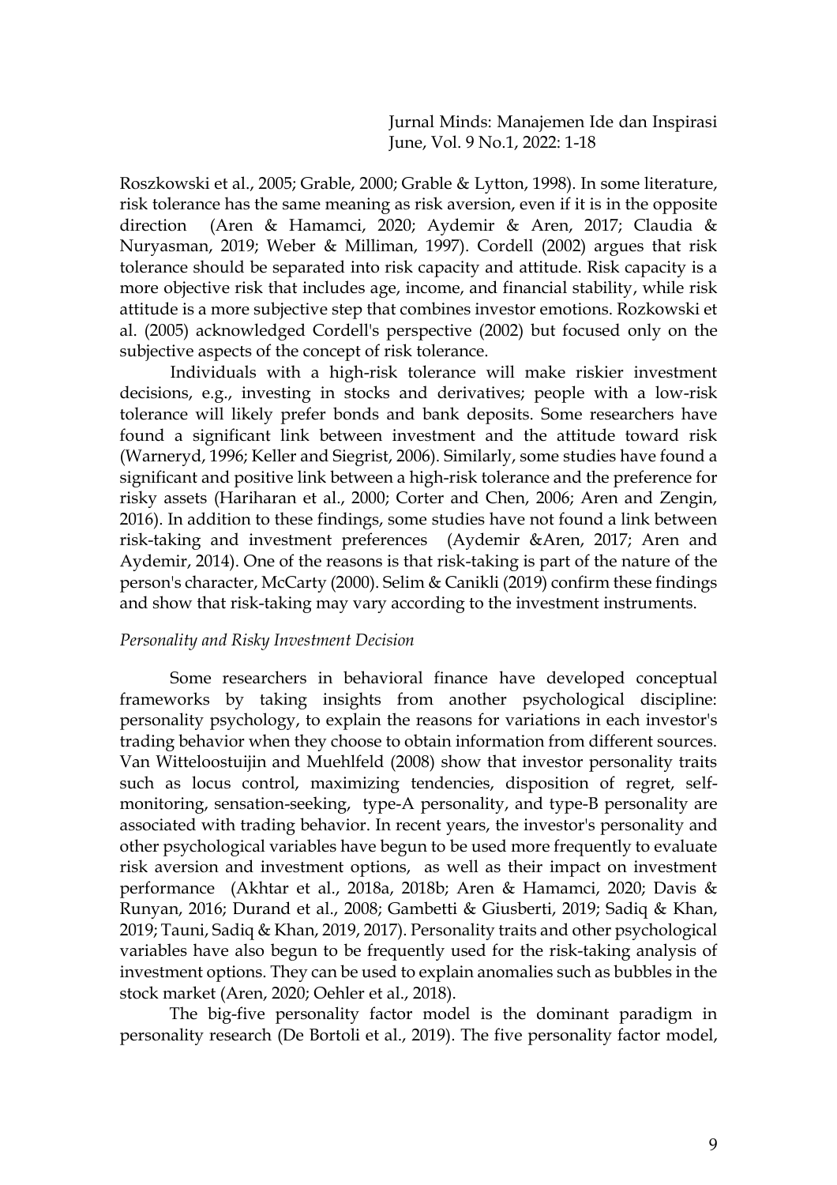Roszkowski et al., 2005; Grable, 2000; Grable & Lytton, 1998). In some literature, risk tolerance has the same meaning as risk aversion, even if it is in the opposite direction (Aren & Hamamci, 2020; Aydemir & Aren, 2017; Claudia & Nuryasman, 2019; Weber & Milliman, 1997). Cordell (2002) argues that risk tolerance should be separated into risk capacity and attitude. Risk capacity is a more objective risk that includes age, income, and financial stability, while risk attitude is a more subjective step that combines investor emotions. Rozkowski et al. (2005) acknowledged Cordell's perspective (2002) but focused only on the subjective aspects of the concept of risk tolerance.

Individuals with a high-risk tolerance will make riskier investment decisions, e.g., investing in stocks and derivatives; people with a low-risk tolerance will likely prefer bonds and bank deposits. Some researchers have found a significant link between investment and the attitude toward risk (Warneryd, 1996; Keller and Siegrist, 2006). Similarly, some studies have found a significant and positive link between a high-risk tolerance and the preference for risky assets (Hariharan et al., 2000; Corter and Chen, 2006; Aren and Zengin, 2016). In addition to these findings, some studies have not found a link between risk-taking and investment preferences (Aydemir &Aren, 2017; Aren and Aydemir, 2014). One of the reasons is that risk-taking is part of the nature of the person's character, McCarty (2000). Selim & Canikli (2019) confirm these findings and show that risk-taking may vary according to the investment instruments.

*Personality and Risky Investment Decision*

Some researchers in behavioral finance have developed conceptual frameworks by taking insights from another psychological discipline: personality psychology, to explain the reasons for variations in each investor's trading behavior when they choose to obtain information from different sources. Van Witteloostuijin and Muehlfeld (2008) show that investor personality traits such as locus control, maximizing tendencies, disposition of regret, self-monitoring, sensation-seeking, type-A personality, and type-B personality are associated with trading behavior. In recent years, the investor's personality and other psychological variables have begun to be used more frequently to evaluate risk aversion and investment options, as well as their impact on investment performance (Akhtar et al., 2018a, 2018b; Aren & Hamamci, 2020; Davis & Runyan, 2016; Durand et al., 2008; Gambetti & Giusberti, 2019; Sadiq & Khan, 2019; Tauni, Sadiq & Khan, 2019, 2017). Personality traits and other psychological variables have also begun to be frequently used for the risk-taking analysis of investment options. They can be used to explain anomalies such as bubbles in the stock market (Aren, 2020; Oehler et al., 2018).

The big-five personality factor model is the dominant paradigm in personality research (De Bortoli et al., 2019). The five personality factor model,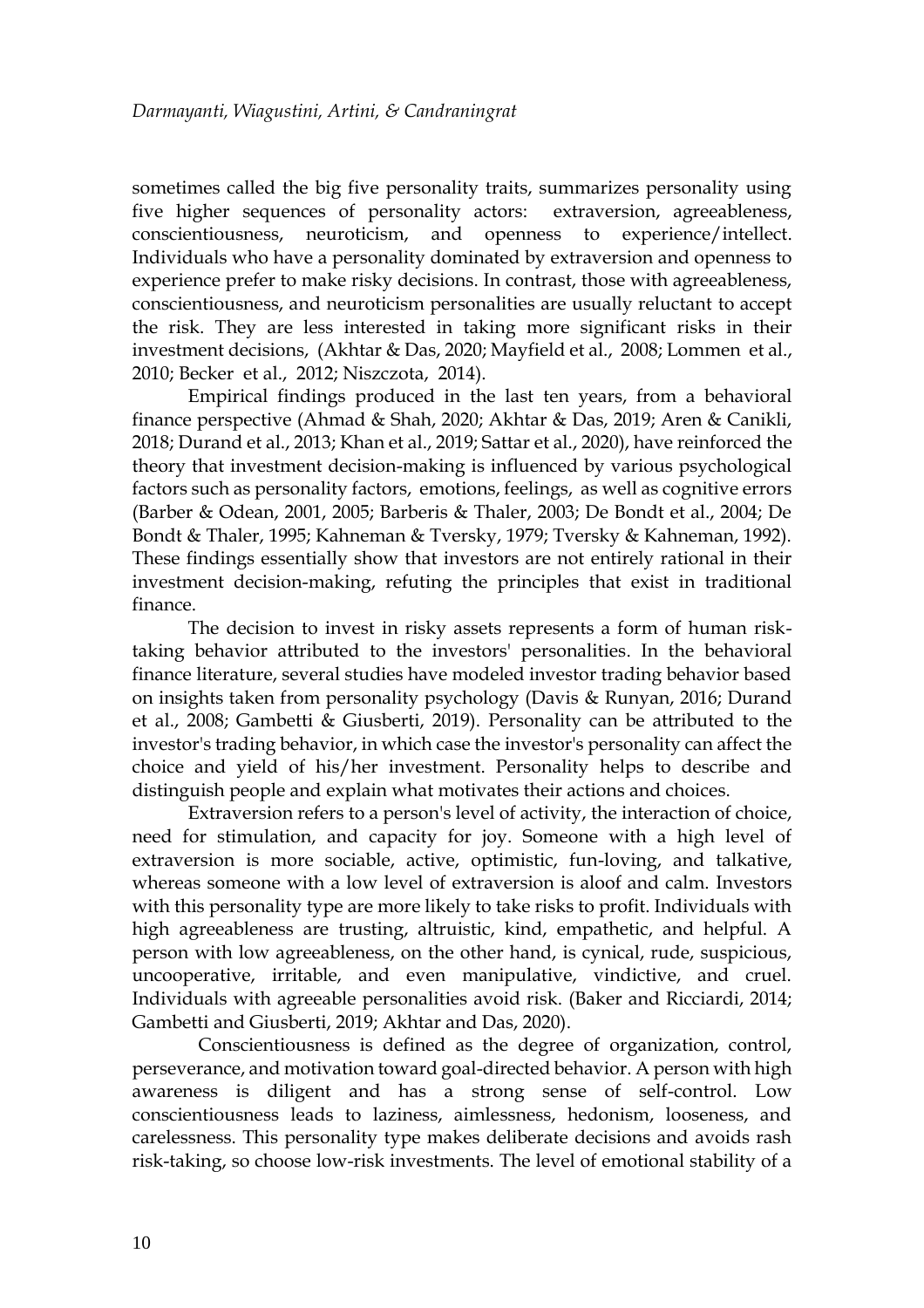sometimes called the big five personality traits, summarizes personality using five higher sequences of personality actors: extraversion, agreeableness, conscientiousness, neuroticism, and openness to experience/intellect. Individuals who have a personality dominated by extraversion and openness to experience prefer to make risky decisions. In contrast, those with agreeableness, conscientiousness, and neuroticism personalities are usually reluctant to accept the risk. They are less interested in taking more significant risks in their investment decisions, (Akhtar & Das, 2020; Mayfield et al., 2008; Lommen et al., 2010; Becker et al., 2012; Niszczota, 2014).

Empirical findings produced in the last ten years, from a behavioral finance perspective (Ahmad & Shah, 2020; Akhtar & Das, 2019; Aren & Canikli, 2018; Durand et al., 2013; Khan et al., 2019; Sattar et al., 2020), have reinforced the theory that investment decision-making is influenced by various psychological factors such as personality factors, emotions, feelings, as well as cognitive errors (Barber & Odean, 2001, 2005; Barberis & Thaler, 2003; De Bondt et al., 2004; De Bondt & Thaler, 1995; Kahneman & Tversky, 1979; Tversky & Kahneman, 1992). These findings essentially show that investors are not entirely rational in their investment decision-making, refuting the principles that exist in traditional finance.

The decision to invest in risky assets represents a form of human risk-taking behavior attributed to the investors' personalities. In the behavioral finance literature, several studies have modeled investor trading behavior based on insights taken from personality psychology (Davis & Runyan, 2016; Durand et al., 2008; Gambetti & Giusberti, 2019). Personality can be attributed to the investor's trading behavior, in which case the investor's personality can affect the choice and yield of his/her investment. Personality helps to describe and distinguish people and explain what motivates their actions and choices.

Extraversion refers to a person's level of activity, the interaction of choice, need for stimulation, and capacity for joy. Someone with a high level of extraversion is more sociable, active, optimistic, fun-loving, and talkative, whereas someone with a low level of extraversion is aloof and calm. Investors with this personality type are more likely to take risks to profit. Individuals with high agreeableness are trusting, altruistic, kind, empathetic, and helpful. A person with low agreeableness, on the other hand, is cynical, rude, suspicious, uncooperative, irritable, and even manipulative, vindictive, and cruel. Individuals with agreeable personalities avoid risk. (Baker and Ricciardi, 2014; Gambetti and Giusberti, 2019; Akhtar and Das, 2020).

Conscientiousness is defined as the degree of organization, control, perseverance, and motivation toward goal-directed behavior. A person with high awareness is diligent and has a strong sense of self-control. Low conscientiousness leads to laziness, aimlessness, hedonism, looseness, and carelessness. This personality type makes deliberate decisions and avoids rash risk-taking, so choose low-risk investments. The level of emotional stability of a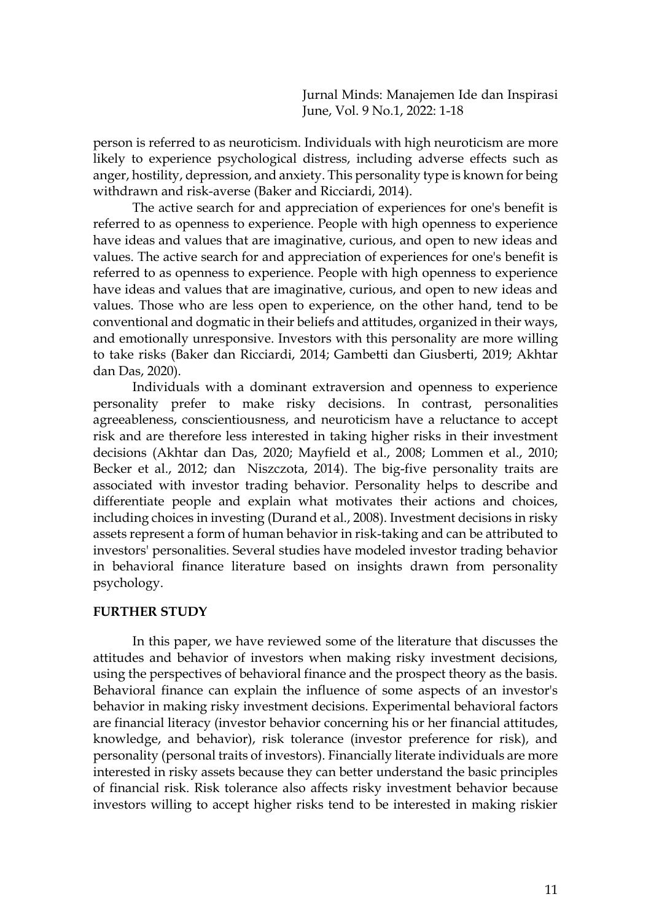person is referred to as neuroticism. Individuals with high neuroticism are more likely to experience psychological distress, including adverse effects such as anger, hostility, depression, and anxiety. This personality type is known for being withdrawn and risk-averse (Baker and Ricciardi, 2014).

The active search for and appreciation of experiences for one's benefit is referred to as openness to experience. People with high openness to experience have ideas and values that are imaginative, curious, and open to new ideas and values. The active search for and appreciation of experiences for one's benefit is referred to as openness to experience. People with high openness to experience have ideas and values that are imaginative, curious, and open to new ideas and values. Those who are less open to experience, on the other hand, tend to be conventional and dogmatic in their beliefs and attitudes, organized in their ways, and emotionally unresponsive. Investors with this personality are more willing to take risks (Baker dan Ricciardi, 2014; Gambetti dan Giusberti, 2019; Akhtar dan Das, 2020).

Individuals with a dominant extraversion and openness to experience personality prefer to make risky decisions. In contrast, personalities agreeableness, conscientiousness, and neuroticism have a reluctance to accept risk and are therefore less interested in taking higher risks in their investment decisions (Akhtar dan Das, 2020; Mayfield et al., 2008; Lommen et al., 2010; Becker et al., 2012; dan Niszczota, 2014). The big-five personality traits are associated with investor trading behavior. Personality helps to describe and differentiate people and explain what motivates their actions and choices, including choices in investing (Durand et al., 2008). Investment decisions in risky assets represent a form of human behavior in risk-taking and can be attributed to investors' personalities. Several studies have modeled investor trading behavior in behavioral finance literature based on insights drawn from personality psychology.

## FURTHER STUDY

In this paper, we have reviewed some of the literature that discusses the attitudes and behavior of investors when making risky investment decisions, using the perspectives of behavioral finance and the prospect theory as the basis. Behavioral finance can explain the influence of some aspects of an investor's behavior in making risky investment decisions. Experimental behavioral factors are financial literacy (investor behavior concerning his or her financial attitudes, knowledge, and behavior), risk tolerance (investor preference for risk), and personality (personal traits of investors). Financially literate individuals are more interested in risky assets because they can better understand the basic principles of financial risk. Risk tolerance also affects risky investment behavior because investors willing to accept higher risks tend to be interested in making riskier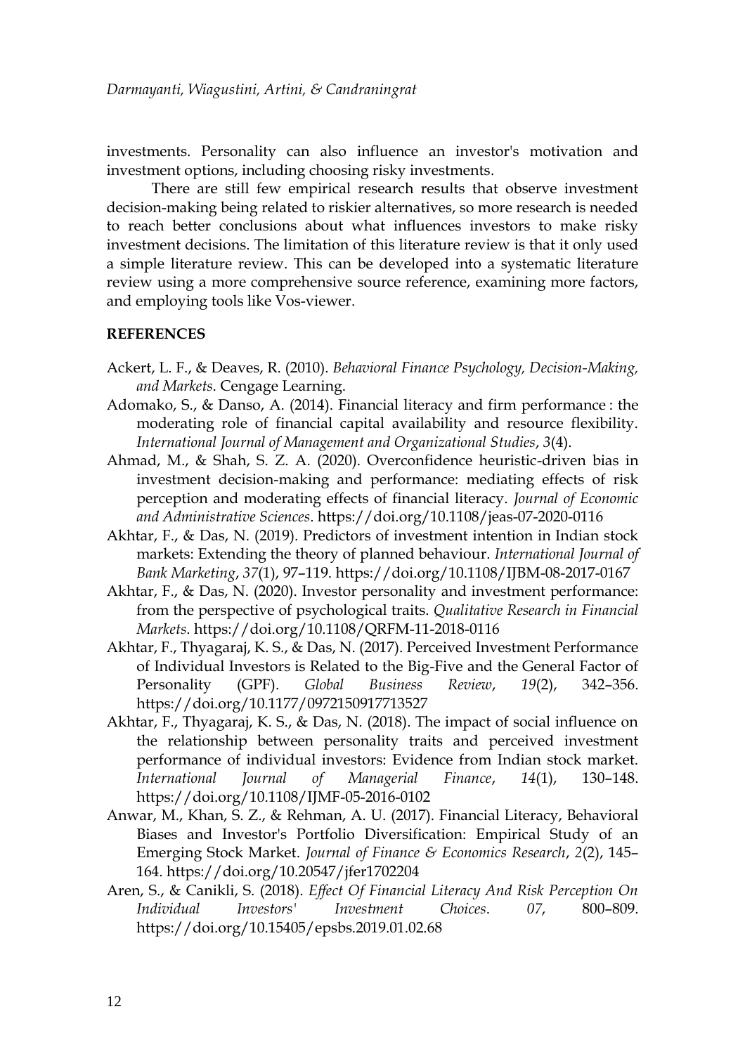investments. Personality can also influence an investor's motivation and investment options, including choosing risky investments.

There are still few empirical research results that observe investment decision-making being related to riskier alternatives, so more research is needed to reach better conclusions about what influences investors to make risky investment decisions. The limitation of this literature review is that it only used a simple literature review. This can be developed into a systematic literature review using a more comprehensive source reference, examining more factors, and employing tools like Vos-viewer.

**REFERENCES**

Ackert, L. F., & Deaves, R. (2010). *Behavioral Finance Psychology, Decision-Making, and Markets*. Cengage Learning.

Adomako, S., & Danso, A. (2014). Financial literacy and firm performance : the moderating role of financial capital availability and resource flexibility. *International Journal of Management and Organizational Studies*, *3*(4).

Ahmad, M., & Shah, S. Z. A. (2020). Overconfidence heuristic-driven bias in investment decision-making and performance: mediating effects of risk perception and moderating effects of financial literacy. *Journal of Economic and Administrative Sciences*. https://doi.org/10.1108/jeas-07-2020-0116

Akhtar, F., & Das, N. (2019). Predictors of investment intention in Indian stock markets: Extending the theory of planned behaviour. *International Journal of Bank Marketing*, *37*(1), 97–119. https://doi.org/10.1108/IJBM-08-2017-0167

Akhtar, F., & Das, N. (2020). Investor personality and investment performance: from the perspective of psychological traits. *Qualitative Research in Financial Markets*. https://doi.org/10.1108/QRFM-11-2018-0116

Akhtar, F., Thyagaraj, K. S., & Das, N. (2017). Perceived Investment Performance of Individual Investors is Related to the Big-Five and the General Factor of Personality (GPF). *Global Business Review*, *19*(2), 342–356. https://doi.org/10.1177/0972150917713527

Akhtar, F., Thyagaraj, K. S., & Das, N. (2018). The impact of social influence on the relationship between personality traits and perceived investment performance of individual investors: Evidence from Indian stock market. *International Journal of Managerial Finance*, *14*(1), 130–148. https://doi.org/10.1108/IJMF-05-2016-0102

Anwar, M., Khan, S. Z., & Rehman, A. U. (2017). Financial Literacy, Behavioral Biases and Investor's Portfolio Diversification: Empirical Study of an Emerging Stock Market. *Journal of Finance & Economics Research*, *2*(2), 145–164. https://doi.org/10.20547/jfer1702204

Aren, S., & Canikli, S. (2018). *Effect Of Financial Literacy And Risk Perception On Individual Investors' Investment Choices*. *07*, 800–809. https://doi.org/10.15405/epsbs.2019.01.02.68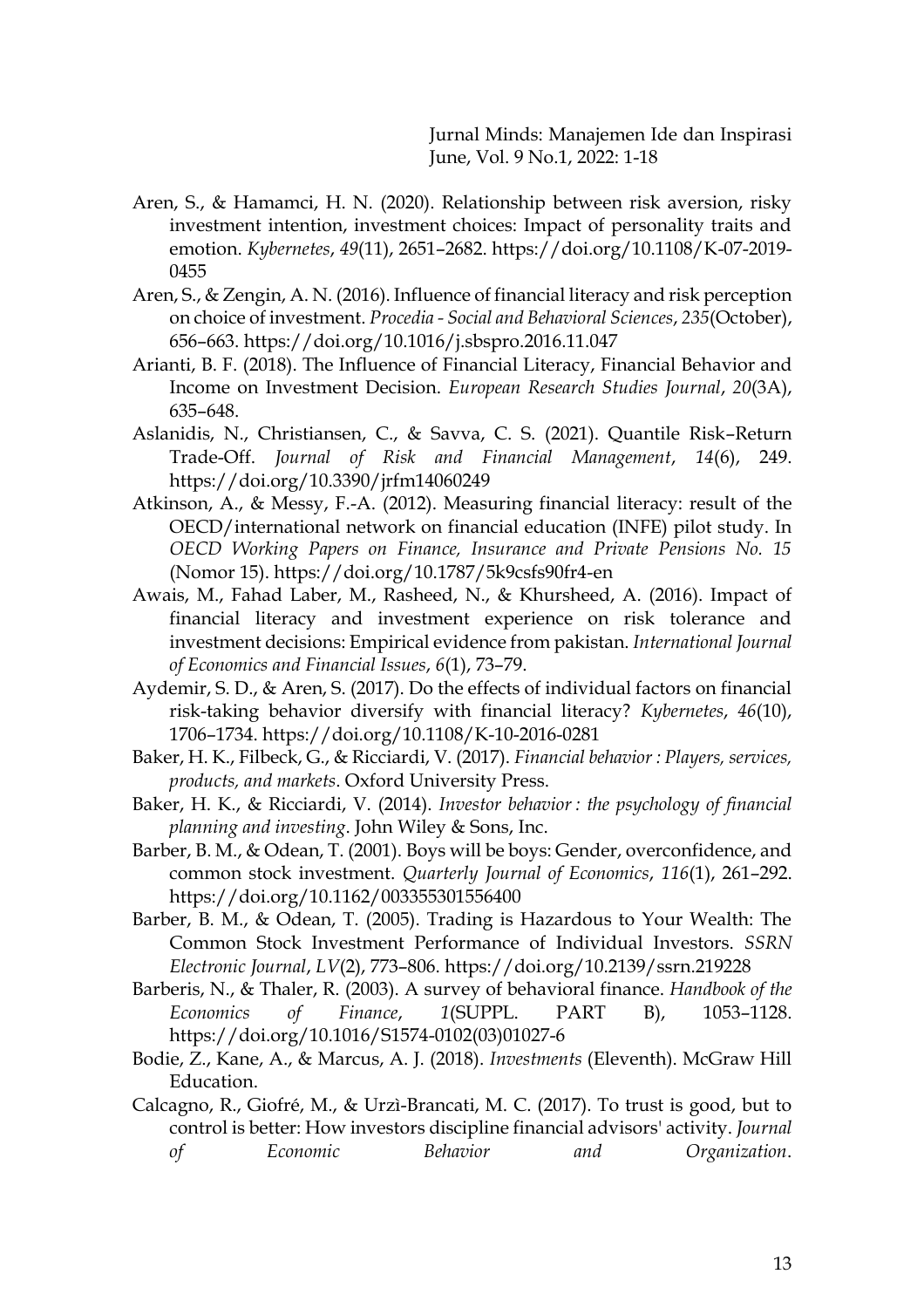Aren, S., & Hamamci, H. N. (2020). Relationship between risk aversion, risky investment intention, investment choices: Impact of personality traits and emotion. *Kybernetes*, *49*(11), 2651–2682. https://doi.org/10.1108/K-07-2019-0455

Aren, S., & Zengin, A. N. (2016). Influence of financial literacy and risk perception on choice of investment. *Procedia - Social and Behavioral Sciences*, *235*(October), 656–663. https://doi.org/10.1016/j.sbspro.2016.11.047

Arianti, B. F. (2018). The Influence of Financial Literacy, Financial Behavior and Income on Investment Decision. *European Research Studies Journal*, *20*(3A), 635–648.

Aslanidis, N., Christiansen, C., & Savva, C. S. (2021). Quantile Risk–Return Trade-Off. *Journal of Risk and Financial Management*, *14*(6), 249. https://doi.org/10.3390/jrfm14060249

Atkinson, A., & Messy, F.-A. (2012). Measuring financial literacy: result of the OECD/international network on financial education (INFE) pilot study. In *OECD Working Papers on Finance, Insurance and Private Pensions No. 15* (Nomor 15). https://doi.org/10.1787/5k9csfs90fr4-en

Awais, M., Fahad Laber, M., Rasheed, N., & Khursheed, A. (2016). Impact of financial literacy and investment experience on risk tolerance and investment decisions: Empirical evidence from pakistan. *International Journal of Economics and Financial Issues*, *6*(1), 73–79.

Aydemir, S. D., & Aren, S. (2017). Do the effects of individual factors on financial risk-taking behavior diversify with financial literacy? *Kybernetes*, *46*(10), 1706–1734. https://doi.org/10.1108/K-10-2016-0281

Baker, H. K., Filbeck, G., & Ricciardi, V. (2017). *Financial behavior : Players, services, products, and markets*. Oxford University Press.

Baker, H. K., & Ricciardi, V. (2014). *Investor behavior : the psychology of financial planning and investing*. John Wiley & Sons, Inc.

Barber, B. M., & Odean, T. (2001). Boys will be boys: Gender, overconfidence, and common stock investment. *Quarterly Journal of Economics*, *116*(1), 261–292. https://doi.org/10.1162/003355301556400

Barber, B. M., & Odean, T. (2005). Trading is Hazardous to Your Wealth: The Common Stock Investment Performance of Individual Investors. *SSRN Electronic Journal*, *LV*(2), 773–806. https://doi.org/10.2139/ssrn.219228

Barberis, N., & Thaler, R. (2003). A survey of behavioral finance. *Handbook of the Economics of Finance*, *1*(SUPPL. PART B), 1053–1128. https://doi.org/10.1016/S1574-0102(03)01027-6

Bodie, Z., Kane, A., & Marcus, A. J. (2018). *Investments* (Eleventh). McGraw Hill Education.

Calcagno, R., Giofré, M., & Urzì-Brancati, M. C. (2017). To trust is good, but to control is better: How investors discipline financial advisors' activity. *Journal of Economic Behavior and Organization*.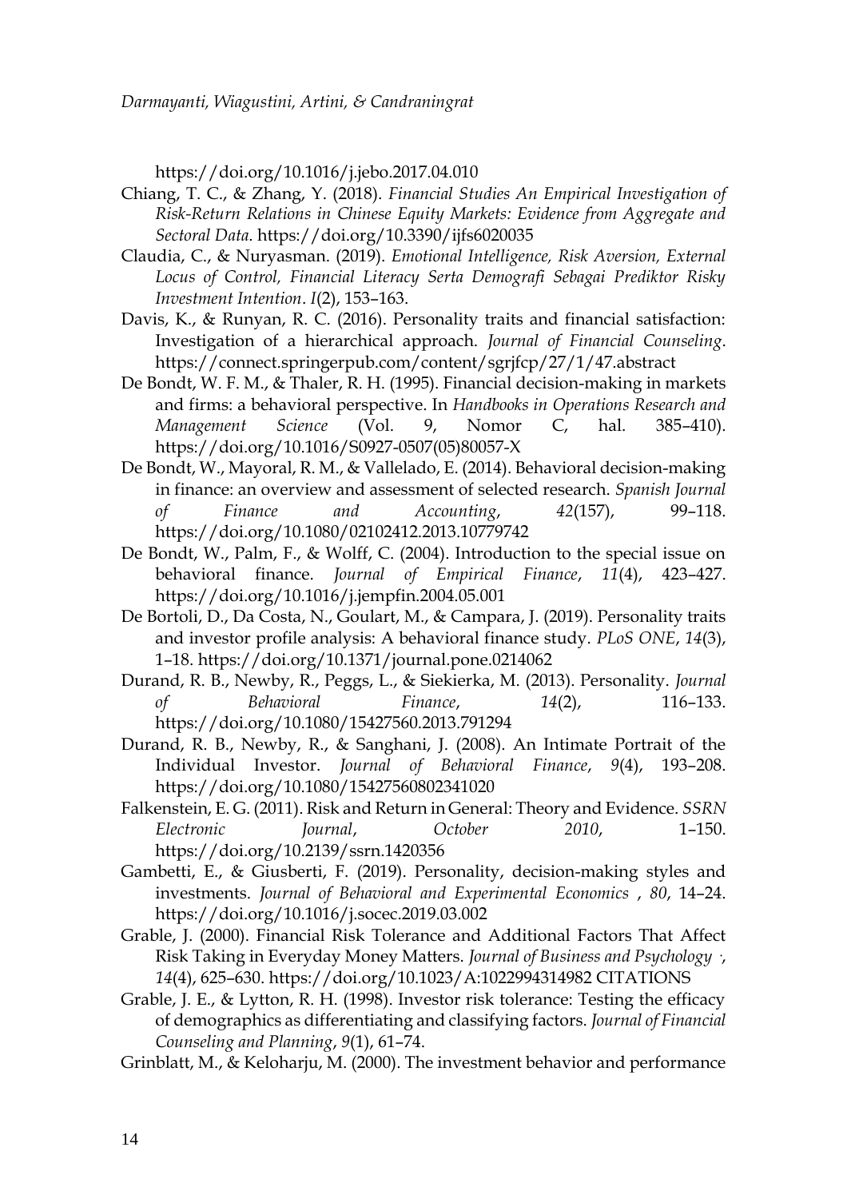https://doi.org/10.1016/j.jebo.2017.04.010

Chiang, T. C., & Zhang, Y. (2018). *Financial Studies An Empirical Investigation of Risk-Return Relations in Chinese Equity Markets: Evidence from Aggregate and Sectoral Data*. https://doi.org/10.3390/ijfs6020035

Claudia, C., & Nuryasman. (2019). *Emotional Intelligence, Risk Aversion, External Locus of Control, Financial Literacy Serta Demografi Sebagai Prediktor Risky Investment Intention*. *I*(2), 153–163.

Davis, K., & Runyan, R. C. (2016). Personality traits and financial satisfaction: Investigation of a hierarchical approach. *Journal of Financial Counseling*. https://connect.springerpub.com/content/sgrjfcp/27/1/47.abstract

De Bondt, W. F. M., & Thaler, R. H. (1995). Financial decision-making in markets and firms: a behavioral perspective. In *Handbooks in Operations Research and Management Science* (Vol. 9, Nomor C, hal. 385–410). https://doi.org/10.1016/S0927-0507(05)80057-X

De Bondt, W., Mayoral, R. M., & Vallelado, E. (2014). Behavioral decision-making in finance: an overview and assessment of selected research. *Spanish Journal of Finance and Accounting*, *42*(157), 99–118. https://doi.org/10.1080/02102412.2013.10779742

De Bondt, W., Palm, F., & Wolff, C. (2004). Introduction to the special issue on behavioral finance. *Journal of Empirical Finance*, *11*(4), 423–427. https://doi.org/10.1016/j.jempfin.2004.05.001

De Bortoli, D., Da Costa, N., Goulart, M., & Campara, J. (2019). Personality traits and investor profile analysis: A behavioral finance study. *PLoS ONE*, *14*(3), 1–18. https://doi.org/10.1371/journal.pone.0214062

Durand, R. B., Newby, R., Peggs, L., & Siekierka, M. (2013). Personality. *Journal of Behavioral Finance*, *14*(2), 116–133. https://doi.org/10.1080/15427560.2013.791294

Durand, R. B., Newby, R., & Sanghani, J. (2008). An Intimate Portrait of the Individual Investor. *Journal of Behavioral Finance*, *9*(4), 193–208. https://doi.org/10.1080/15427560802341020

Falkenstein, E. G. (2011). Risk and Return in General: Theory and Evidence. *SSRN Electronic Journal*, *October 2010*, 1–150. https://doi.org/10.2139/ssrn.1420356

Gambetti, E., & Giusberti, F. (2019). Personality, decision-making styles and investments. *Journal of Behavioral and Experimental Economics* , *80*, 14–24. https://doi.org/10.1016/j.socec.2019.03.002

Grable, J. (2000). Financial Risk Tolerance and Additional Factors That Affect Risk Taking in Everyday Money Matters. *Journal of Business and Psychology ·*, *14*(4), 625–630. https://doi.org/10.1023/A:1022994314982 CITATIONS

Grable, J. E., & Lytton, R. H. (1998). Investor risk tolerance: Testing the efficacy of demographics as differentiating and classifying factors. *Journal of Financial Counseling and Planning*, *9*(1), 61–74.

Grinblatt, M., & Keloharju, M. (2000). The investment behavior and performance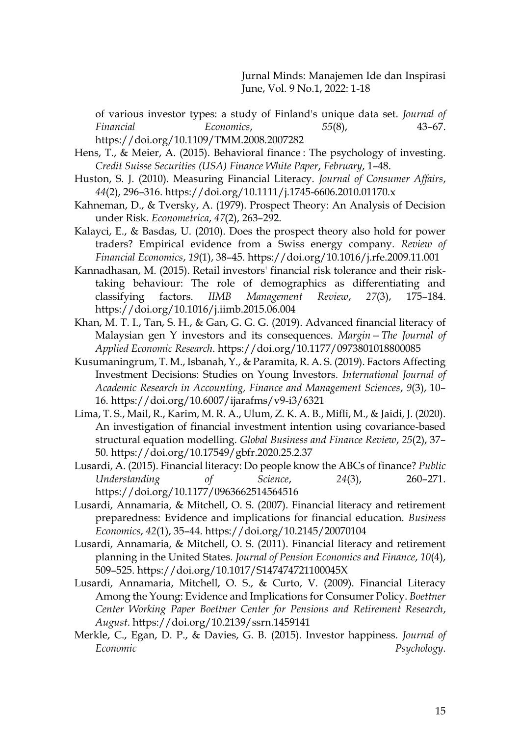of various investor types: a study of Finland's unique data set. *Journal of Financial Economics*, *55*(8), 43–67. https://doi.org/10.1109/TMM.2008.2007282

Hens, T., & Meier, A. (2015). Behavioral finance : The psychology of investing. *Credit Suisse Securities (USA) Finance White Paper*, *February*, 1–48.

Huston, S. J. (2010). Measuring Financial Literacy. *Journal of Consumer Affairs*, *44*(2), 296–316. https://doi.org/10.1111/j.1745-6606.2010.01170.x

Kahneman, D., & Tversky, A. (1979). Prospect Theory: An Analysis of Decision under Risk. *Econometrica*, *47*(2), 263–292.

Kalayci, E., & Basdas, U. (2010). Does the prospect theory also hold for power traders? Empirical evidence from a Swiss energy company. *Review of Financial Economics*, *19*(1), 38–45. https://doi.org/10.1016/j.rfe.2009.11.001

Kannadhasan, M. (2015). Retail investors' financial risk tolerance and their risk-taking behaviour: The role of demographics as differentiating and classifying factors. *IIMB Management Review*, *27*(3), 175–184. https://doi.org/10.1016/j.iimb.2015.06.004

Khan, M. T. I., Tan, S. H., & Gan, G. G. G. (2019). Advanced financial literacy of Malaysian gen Y investors and its consequences. *Margin—The Journal of Applied Economic Research*. https://doi.org/10.1177/0973801018800085

Kusumaningrum, T. M., Isbanah, Y., & Paramita, R. A. S. (2019). Factors Affecting Investment Decisions: Studies on Young Investors. *International Journal of Academic Research in Accounting, Finance and Management Sciences*, *9*(3), 10–16. https://doi.org/10.6007/ijarafms/v9-i3/6321

Lima, T. S., Mail, R., Karim, M. R. A., Ulum, Z. K. A. B., Mifli, M., & Jaidi, J. (2020). An investigation of financial investment intention using covariance-based structural equation modelling. *Global Business and Finance Review*, *25*(2), 37–50. https://doi.org/10.17549/gbfr.2020.25.2.37

Lusardi, A. (2015). Financial literacy: Do people know the ABCs of finance? *Public Understanding of Science*, *24*(3), 260–271. https://doi.org/10.1177/0963662514564516

Lusardi, Annamaria, & Mitchell, O. S. (2007). Financial literacy and retirement preparedness: Evidence and implications for financial education. *Business Economics*, *42*(1), 35–44. https://doi.org/10.2145/20070104

Lusardi, Annamaria, & Mitchell, O. S. (2011). Financial literacy and retirement planning in the United States. *Journal of Pension Economics and Finance*, *10*(4), 509–525. https://doi.org/10.1017/S147474721100045X

Lusardi, Annamaria, Mitchell, O. S., & Curto, V. (2009). Financial Literacy Among the Young: Evidence and Implications for Consumer Policy. *Boettner Center Working Paper Boettner Center for Pensions and Retirement Research*, *August*. https://doi.org/10.2139/ssrn.1459141

Merkle, C., Egan, D. P., & Davies, G. B. (2015). Investor happiness. *Journal of Economic Psychology*.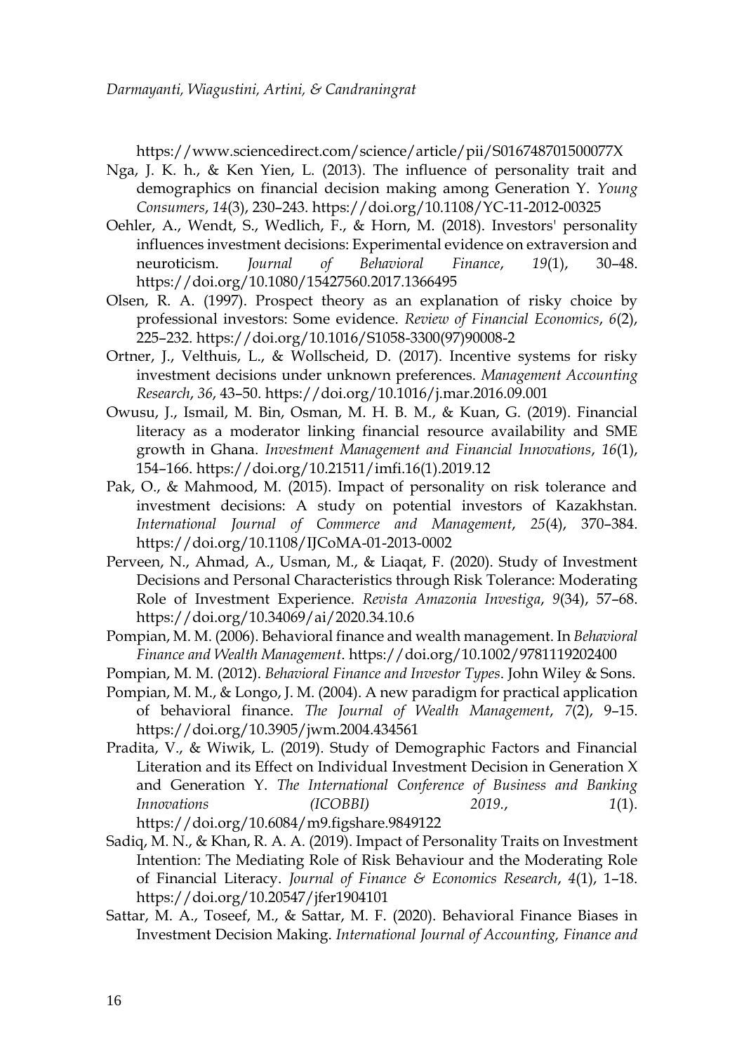https://www.sciencedirect.com/science/article/pii/S016748701500077X

Nga, J. K. h., & Ken Yien, L. (2013). The influence of personality trait and demographics on financial decision making among Generation Y. *Young Consumers*, *14*(3), 230–243. https://doi.org/10.1108/YC-11-2012-00325

Oehler, A., Wendt, S., Wedlich, F., & Horn, M. (2018). Investors' personality influences investment decisions: Experimental evidence on extraversion and neuroticism. *Journal of Behavioral Finance*, *19*(1), 30–48. https://doi.org/10.1080/15427560.2017.1366495

Olsen, R. A. (1997). Prospect theory as an explanation of risky choice by professional investors: Some evidence. *Review of Financial Economics*, *6*(2), 225–232. https://doi.org/10.1016/S1058-3300(97)90008-2

Ortner, J., Velthuis, L., & Wollscheid, D. (2017). Incentive systems for risky investment decisions under unknown preferences. *Management Accounting Research*, *36*, 43–50. https://doi.org/10.1016/j.mar.2016.09.001

Owusu, J., Ismail, M. Bin, Osman, M. H. B. M., & Kuan, G. (2019). Financial literacy as a moderator linking financial resource availability and SME growth in Ghana. *Investment Management and Financial Innovations*, *16*(1), 154–166. https://doi.org/10.21511/imfi.16(1).2019.12

Pak, O., & Mahmood, M. (2015). Impact of personality on risk tolerance and investment decisions: A study on potential investors of Kazakhstan. *International Journal of Commerce and Management*, *25*(4), 370–384. https://doi.org/10.1108/IJCoMA-01-2013-0002

Perveen, N., Ahmad, A., Usman, M., & Liaqat, F. (2020). Study of Investment Decisions and Personal Characteristics through Risk Tolerance: Moderating Role of Investment Experience. *Revista Amazonia Investiga*, *9*(34), 57–68. https://doi.org/10.34069/ai/2020.34.10.6

Pompian, M. M. (2006). Behavioral finance and wealth management. In *Behavioral Finance and Wealth Management*. https://doi.org/10.1002/9781119202400

Pompian, M. M. (2012). *Behavioral Finance and Investor Types*. John Wiley & Sons.

Pompian, M. M., & Longo, J. M. (2004). A new paradigm for practical application of behavioral finance. *The Journal of Wealth Management*, *7*(2), 9–15. https://doi.org/10.3905/jwm.2004.434561

Pradita, V., & Wiwik, L. (2019). Study of Demographic Factors and Financial Literation and its Effect on Individual Investment Decision in Generation X and Generation Y. *The International Conference of Business and Banking Innovations (ICOBBI) 2019.*, *1*(1). https://doi.org/10.6084/m9.figshare.9849122

Sadiq, M. N., & Khan, R. A. A. (2019). Impact of Personality Traits on Investment Intention: The Mediating Role of Risk Behaviour and the Moderating Role of Financial Literacy. *Journal of Finance & Economics Research*, *4*(1), 1–18. https://doi.org/10.20547/jfer1904101

Sattar, M. A., Toseef, M., & Sattar, M. F. (2020). Behavioral Finance Biases in Investment Decision Making. *International Journal of Accounting, Finance and*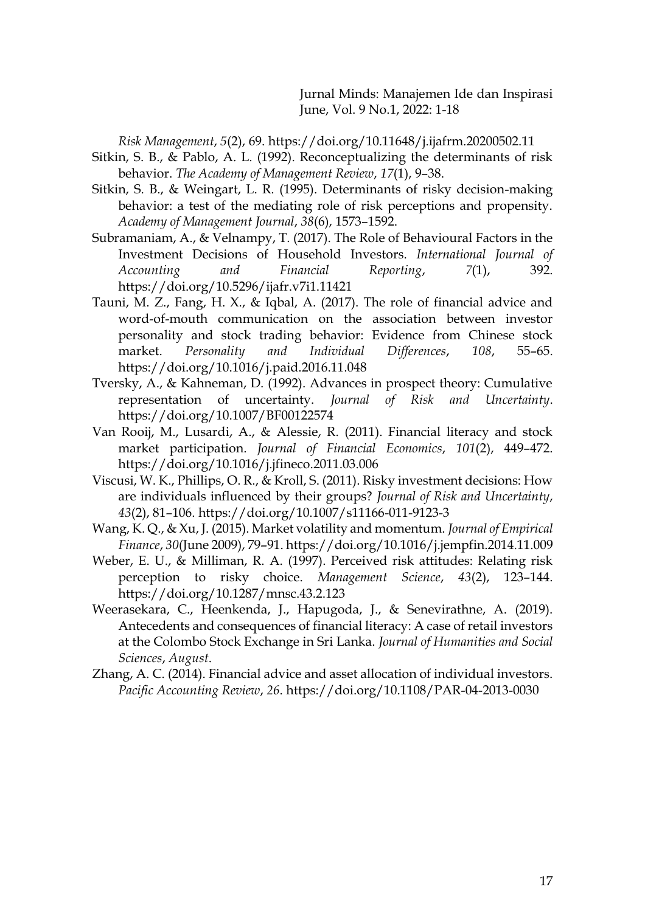*Risk Management*, *5*(2), 69. https://doi.org/10.11648/j.ijafrm.20200502.11

Sitkin, S. B., & Pablo, A. L. (1992). Reconceptualizing the determinants of risk behavior. *The Academy of Management Review*, *17*(1), 9–38.

Sitkin, S. B., & Weingart, L. R. (1995). Determinants of risky decision-making behavior: a test of the mediating role of risk perceptions and propensity. *Academy of Management Journal*, *38*(6), 1573–1592.

Subramaniam, A., & Velnampy, T. (2017). The Role of Behavioural Factors in the Investment Decisions of Household Investors. *International Journal of Accounting and Financial Reporting*, *7*(1), 392. https://doi.org/10.5296/ijafr.v7i1.11421

Tauni, M. Z., Fang, H. X., & Iqbal, A. (2017). The role of financial advice and word-of-mouth communication on the association between investor personality and stock trading behavior: Evidence from Chinese stock market. *Personality and Individual Differences*, *108*, 55–65. https://doi.org/10.1016/j.paid.2016.11.048

Tversky, A., & Kahneman, D. (1992). Advances in prospect theory: Cumulative representation of uncertainty. *Journal of Risk and Uncertainty*. https://doi.org/10.1007/BF00122574

Van Rooij, M., Lusardi, A., & Alessie, R. (2011). Financial literacy and stock market participation. *Journal of Financial Economics*, *101*(2), 449–472. https://doi.org/10.1016/j.jfineco.2011.03.006

Viscusi, W. K., Phillips, O. R., & Kroll, S. (2011). Risky investment decisions: How are individuals influenced by their groups? *Journal of Risk and Uncertainty*, *43*(2), 81–106. https://doi.org/10.1007/s11166-011-9123-3

Wang, K. Q., & Xu, J. (2015). Market volatility and momentum. *Journal of Empirical Finance*, *30*(June 2009), 79–91. https://doi.org/10.1016/j.jempfin.2014.11.009

Weber, E. U., & Milliman, R. A. (1997). Perceived risk attitudes: Relating risk perception to risky choice. *Management Science*, *43*(2), 123–144. https://doi.org/10.1287/mnsc.43.2.123

Weerasekara, C., Heenkenda, J., Hapugoda, J., & Senevirathne, A. (2019). Antecedents and consequences of financial literacy: A case of retail investors at the Colombo Stock Exchange in Sri Lanka. *Journal of Humanities and Social Sciences*, *August*.

Zhang, A. C. (2014). Financial advice and asset allocation of individual investors. *Pacific Accounting Review*, *26*. https://doi.org/10.1108/PAR-04-2013-0030